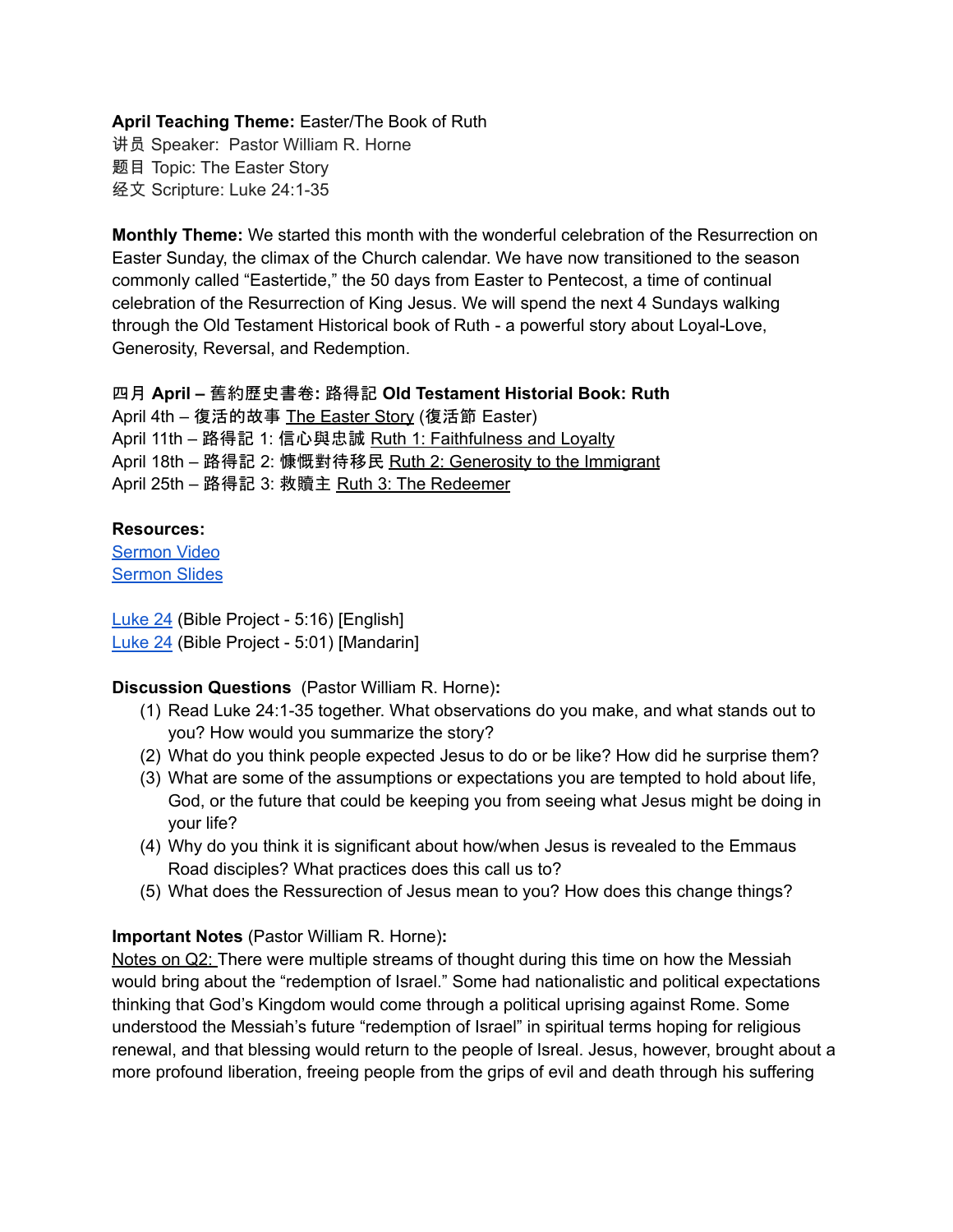**April Teaching Theme:** Easter/The Book of Ruth
讲员 Speaker: Pastor William R. Horne
题目 Topic: The Easter Story
经文 Scripture: Luke 24:1-35

**Monthly Theme:** We started this month with the wonderful celebration of the Resurrection on Easter Sunday, the climax of the Church calendar. We have now transitioned to the season commonly called "Eastertide," the 50 days from Easter to Pentecost, a time of continual celebration of the Resurrection of King Jesus. We will spend the next 4 Sundays walking through the Old Testament Historical book of Ruth - a powerful story about Loyal-Love, Generosity, Reversal, and Redemption.

**四月 April – 舊約歷史書卷: 路得記 Old Testament Historial Book: Ruth**
April 4th – 復活的故事 The Easter Story (復活節 Easter)
April 11th – 路得記 1: 信心與忠誠 Ruth 1: Faithfulness and Loyalty
April 18th – 路得記 2: 慷慨對待移民 Ruth 2: Generosity to the Immigrant
April 25th – 路得記 3: 救贖主 Ruth 3: The Redeemer

**Resources:**
Sermon Video
Sermon Slides

Luke 24 (Bible Project - 5:16) [English]
Luke 24 (Bible Project - 5:01) [Mandarin]

**Discussion Questions** (Pastor William R. Horne)**:**

(1) Read Luke 24:1-35 together. What observations do you make, and what stands out to you? How would you summarize the story?
(2) What do you think people expected Jesus to do or be like? How did he surprise them?
(3) What are some of the assumptions or expectations you are tempted to hold about life, God, or the future that could be keeping you from seeing what Jesus might be doing in your life?
(4) Why do you think it is significant about how/when Jesus is revealed to the Emmaus Road disciples? What practices does this call us to?
(5) What does the Ressurection of Jesus mean to you? How does this change things?

**Important Notes** (Pastor William R. Horne)**:**
Notes on Q2: There were multiple streams of thought during this time on how the Messiah would bring about the "redemption of Israel." Some had nationalistic and political expectations thinking that God's Kingdom would come through a political uprising against Rome. Some understood the Messiah's future "redemption of Israel" in spiritual terms hoping for religious renewal, and that blessing would return to the people of Isreal. Jesus, however, brought about a more profound liberation, freeing people from the grips of evil and death through his suffering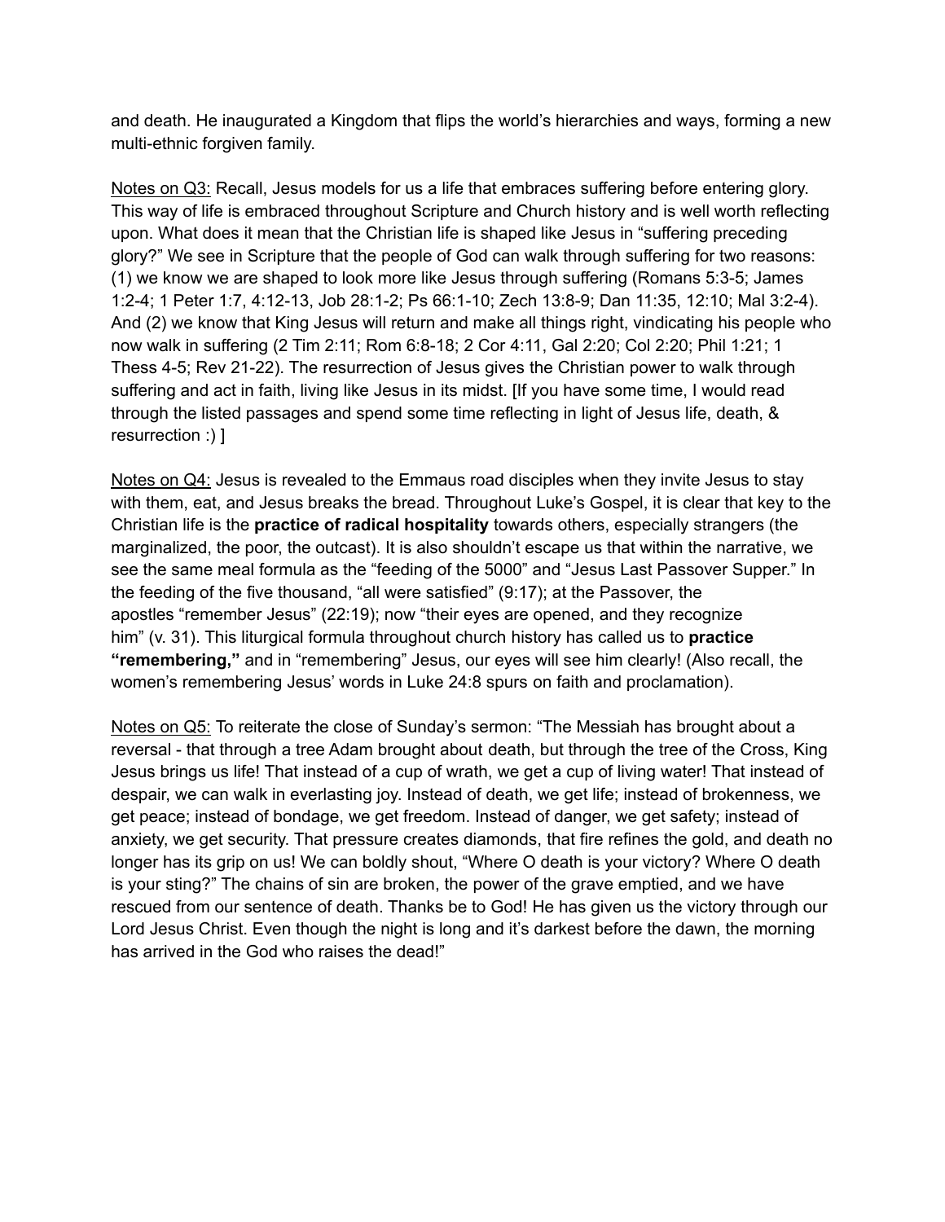and death. He inaugurated a Kingdom that flips the world's hierarchies and ways, forming a new multi-ethnic forgiven family.

<u>Notes on Q3:</u> Recall, Jesus models for us a life that embraces suffering before entering glory. This way of life is embraced throughout Scripture and Church history and is well worth reflecting upon. What does it mean that the Christian life is shaped like Jesus in "suffering preceding glory?" We see in Scripture that the people of God can walk through suffering for two reasons: (1) we know we are shaped to look more like Jesus through suffering (Romans 5:3-5; James 1:2-4; 1 Peter 1:7, 4:12-13, Job 28:1-2; Ps 66:1-10; Zech 13:8-9; Dan 11:35, 12:10; Mal 3:2-4). And (2) we know that King Jesus will return and make all things right, vindicating his people who now walk in suffering (2 Tim 2:11; Rom 6:8-18; 2 Cor 4:11, Gal 2:20; Col 2:20; Phil 1:21; 1 Thess 4-5; Rev 21-22). The resurrection of Jesus gives the Christian power to walk through suffering and act in faith, living like Jesus in its midst. [If you have some time, I would read through the listed passages and spend some time reflecting in light of Jesus life, death, & resurrection :) ]

<u>Notes on Q4:</u> Jesus is revealed to the Emmaus road disciples when they invite Jesus to stay with them, eat, and Jesus breaks the bread. Throughout Luke's Gospel, it is clear that key to the Christian life is the **practice of radical hospitality** towards others, especially strangers (the marginalized, the poor, the outcast). It is also shouldn't escape us that within the narrative, we see the same meal formula as the "feeding of the 5000" and "Jesus Last Passover Supper." In the feeding of the five thousand, "all were satisfied" (9:17); at the Passover, the apostles "remember Jesus" (22:19); now "their eyes are opened, and they recognize him" (v. 31). This liturgical formula throughout church history has called us to **practice "remembering,"** and in "remembering" Jesus, our eyes will see him clearly! (Also recall, the women's remembering Jesus' words in Luke 24:8 spurs on faith and proclamation).

<u>Notes on Q5:</u> To reiterate the close of Sunday's sermon: "The Messiah has brought about a reversal - that through a tree Adam brought about death, but through the tree of the Cross, King Jesus brings us life! That instead of a cup of wrath, we get a cup of living water! That instead of despair, we can walk in everlasting joy. Instead of death, we get life; instead of brokenness, we get peace; instead of bondage, we get freedom. Instead of danger, we get safety; instead of anxiety, we get security. That pressure creates diamonds, that fire refines the gold, and death no longer has its grip on us! We can boldly shout, "Where O death is your victory? Where O death is your sting?" The chains of sin are broken, the power of the grave emptied, and we have rescued from our sentence of death. Thanks be to God! He has given us the victory through our Lord Jesus Christ. Even though the night is long and it's darkest before the dawn, the morning has arrived in the God who raises the dead!"